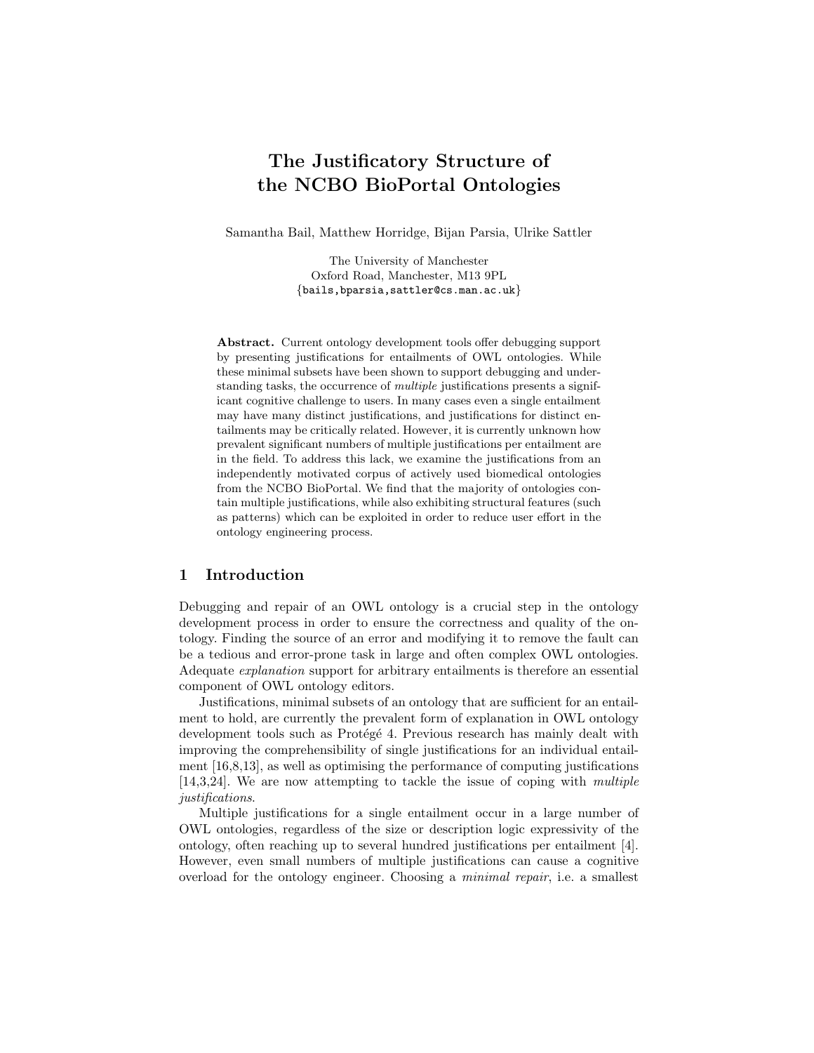# The Justificatory Structure of the NCBO BioPortal Ontologies

Samantha Bail, Matthew Horridge, Bijan Parsia, Ulrike Sattler

The University of Manchester
Oxford Road, Manchester, M13 9PL
{bails,bparsia,sattler@cs.man.ac.uk}

**Abstract.** Current ontology development tools offer debugging support by presenting justifications for entailments of OWL ontologies. While these minimal subsets have been shown to support debugging and understanding tasks, the occurrence of *multiple* justifications presents a significant cognitive challenge to users. In many cases even a single entailment may have many distinct justifications, and justifications for distinct entailments may be critically related. However, it is currently unknown how prevalent significant numbers of multiple justifications per entailment are in the field. To address this lack, we examine the justifications from an independently motivated corpus of actively used biomedical ontologies from the NCBO BioPortal. We find that the majority of ontologies contain multiple justifications, while also exhibiting structural features (such as patterns) which can be exploited in order to reduce user effort in the ontology engineering process.

## 1 Introduction

Debugging and repair of an OWL ontology is a crucial step in the ontology development process in order to ensure the correctness and quality of the ontology. Finding the source of an error and modifying it to remove the fault can be a tedious and error-prone task in large and often complex OWL ontologies. Adequate *explanation* support for arbitrary entailments is therefore an essential component of OWL ontology editors.

Justifications, minimal subsets of an ontology that are sufficient for an entailment to hold, are currently the prevalent form of explanation in OWL ontology development tools such as Protégé 4. Previous research has mainly dealt with improving the comprehensibility of single justifications for an individual entailment [16,8,13], as well as optimising the performance of computing justifications [14,3,24]. We are now attempting to tackle the issue of coping with *multiple justifications*.

Multiple justifications for a single entailment occur in a large number of OWL ontologies, regardless of the size or description logic expressivity of the ontology, often reaching up to several hundred justifications per entailment [4]. However, even small numbers of multiple justifications can cause a cognitive overload for the ontology engineer. Choosing a *minimal repair*, i.e. a smallest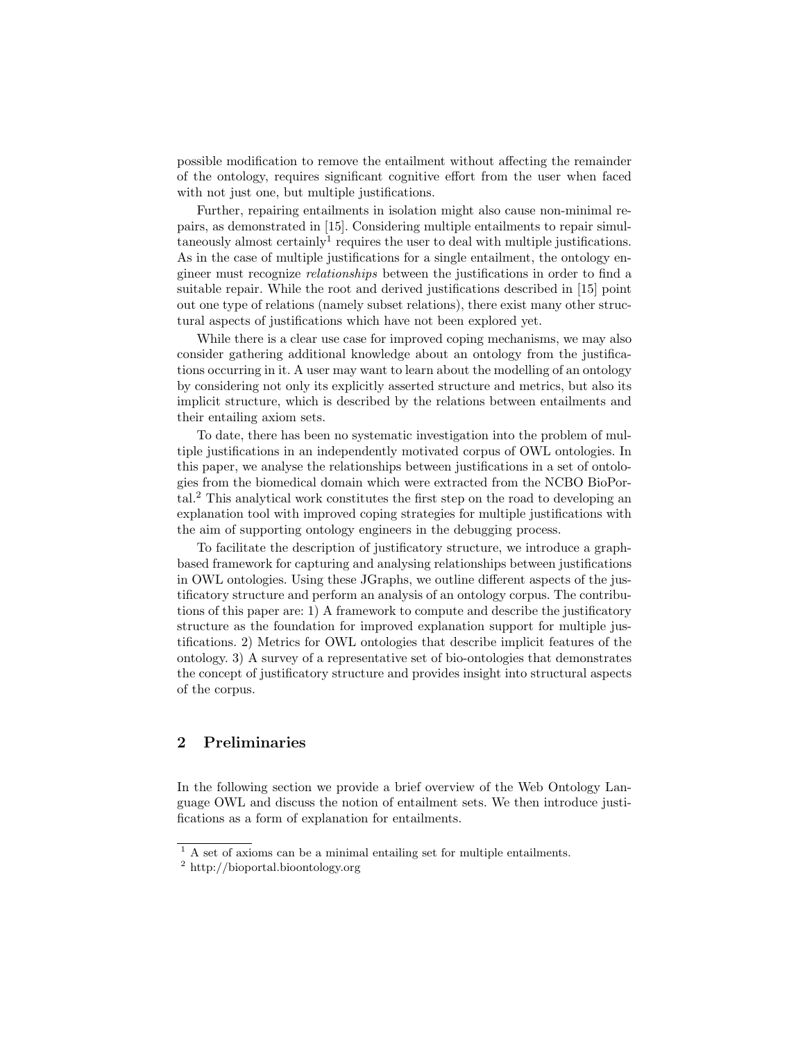possible modification to remove the entailment without affecting the remainder of the ontology, requires significant cognitive effort from the user when faced with not just one, but multiple justifications.

Further, repairing entailments in isolation might also cause non-minimal repairs, as demonstrated in [15]. Considering multiple entailments to repair simultaneously almost certainly[1] requires the user to deal with multiple justifications. As in the case of multiple justifications for a single entailment, the ontology engineer must recognize *relationships* between the justifications in order to find a suitable repair. While the root and derived justifications described in [15] point out one type of relations (namely subset relations), there exist many other structural aspects of justifications which have not been explored yet.

While there is a clear use case for improved coping mechanisms, we may also consider gathering additional knowledge about an ontology from the justifications occurring in it. A user may want to learn about the modelling of an ontology by considering not only its explicitly asserted structure and metrics, but also its implicit structure, which is described by the relations between entailments and their entailing axiom sets.

To date, there has been no systematic investigation into the problem of multiple justifications in an independently motivated corpus of OWL ontologies. In this paper, we analyse the relationships between justifications in a set of ontologies from the biomedical domain which were extracted from the NCBO BioPortal.[2] This analytical work constitutes the first step on the road to developing an explanation tool with improved coping strategies for multiple justifications with the aim of supporting ontology engineers in the debugging process.

To facilitate the description of justificatory structure, we introduce a graph-based framework for capturing and analysing relationships between justifications in OWL ontologies. Using these JGraphs, we outline different aspects of the justificatory structure and perform an analysis of an ontology corpus. The contributions of this paper are: 1) A framework to compute and describe the justificatory structure as the foundation for improved explanation support for multiple justifications. 2) Metrics for OWL ontologies that describe implicit features of the ontology. 3) A survey of a representative set of bio-ontologies that demonstrates the concept of justificatory structure and provides insight into structural aspects of the corpus.

## 2 Preliminaries

In the following section we provide a brief overview of the Web Ontology Language OWL and discuss the notion of entailment sets. We then introduce justifications as a form of explanation for entailments.

[1] A set of axioms can be a minimal entailing set for multiple entailments.

[2] http://bioportal.bioontology.org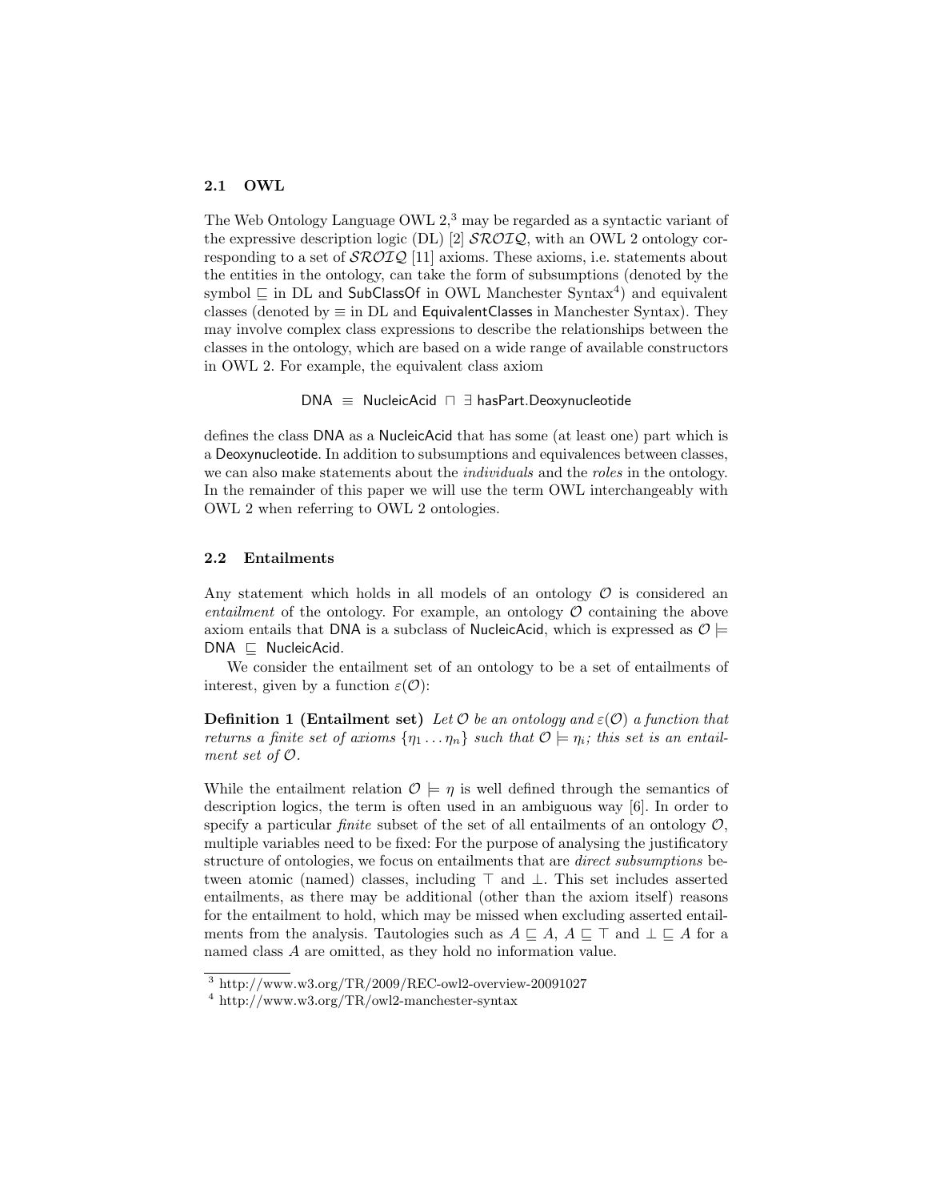### 2.1 OWL

The Web Ontology Language OWL 2,[3] may be regarded as a syntactic variant of the expressive description logic (DL) [2] $\mathcal{SROIQ}$, with an OWL 2 ontology corresponding to a set of $\mathcal{SROIQ}$ [11] axioms. These axioms, i.e. statements about the entities in the ontology, can take the form of subsumptions (denoted by the symbol $\sqsubseteq$ in DL and SubClassOf in OWL Manchester Syntax[4]) and equivalent classes (denoted by $\equiv$ in DL and EquivalentClasses in Manchester Syntax). They may involve complex class expressions to describe the relationships between the classes in the ontology, which are based on a wide range of available constructors in OWL 2. For example, the equivalent class axiom

$$\mathsf{DNA} \equiv \mathsf{NucleicAcid} \sqcap \exists\, \mathsf{hasPart}.\mathsf{Deoxynucleotide}$$

defines the class DNA as a NucleicAcid that has some (at least one) part which is a Deoxynucleotide. In addition to subsumptions and equivalences between classes, we can also make statements about the *individuals* and the *roles* in the ontology. In the remainder of this paper we will use the term OWL interchangeably with OWL 2 when referring to OWL 2 ontologies.

### 2.2 Entailments

Any statement which holds in all models of an ontology $\mathcal{O}$ is considered an *entailment* of the ontology. For example, an ontology $\mathcal{O}$ containing the above axiom entails that DNA is a subclass of NucleicAcid, which is expressed as $\mathcal{O} \models \mathsf{DNA} \sqsubseteq \mathsf{NucleicAcid}$.

We consider the entailment set of an ontology to be a set of entailments of interest, given by a function $\varepsilon(\mathcal{O})$:

**Definition 1 (Entailment set)** *Let $\mathcal{O}$ be an ontology and $\varepsilon(\mathcal{O})$ a function that returns a finite set of axioms $\{\eta_1 \ldots \eta_n\}$ such that $\mathcal{O} \models \eta_i$; this set is an entailment set of $\mathcal{O}$.*

While the entailment relation $\mathcal{O} \models \eta$ is well defined through the semantics of description logics, the term is often used in an ambiguous way [6]. In order to specify a particular *finite* subset of the set of all entailments of an ontology $\mathcal{O}$, multiple variables need to be fixed: For the purpose of analysing the justificatory structure of ontologies, we focus on entailments that are *direct subsumptions* between atomic (named) classes, including $\top$ and $\bot$. This set includes asserted entailments, as there may be additional (other than the axiom itself) reasons for the entailment to hold, which may be missed when excluding asserted entailments from the analysis. Tautologies such as $A \sqsubseteq A$, $A \sqsubseteq \top$ and $\bot \sqsubseteq A$ for a named class $A$ are omitted, as they hold no information value.

---

[3] http://www.w3.org/TR/2009/REC-owl2-overview-20091027

[4] http://www.w3.org/TR/owl2-manchester-syntax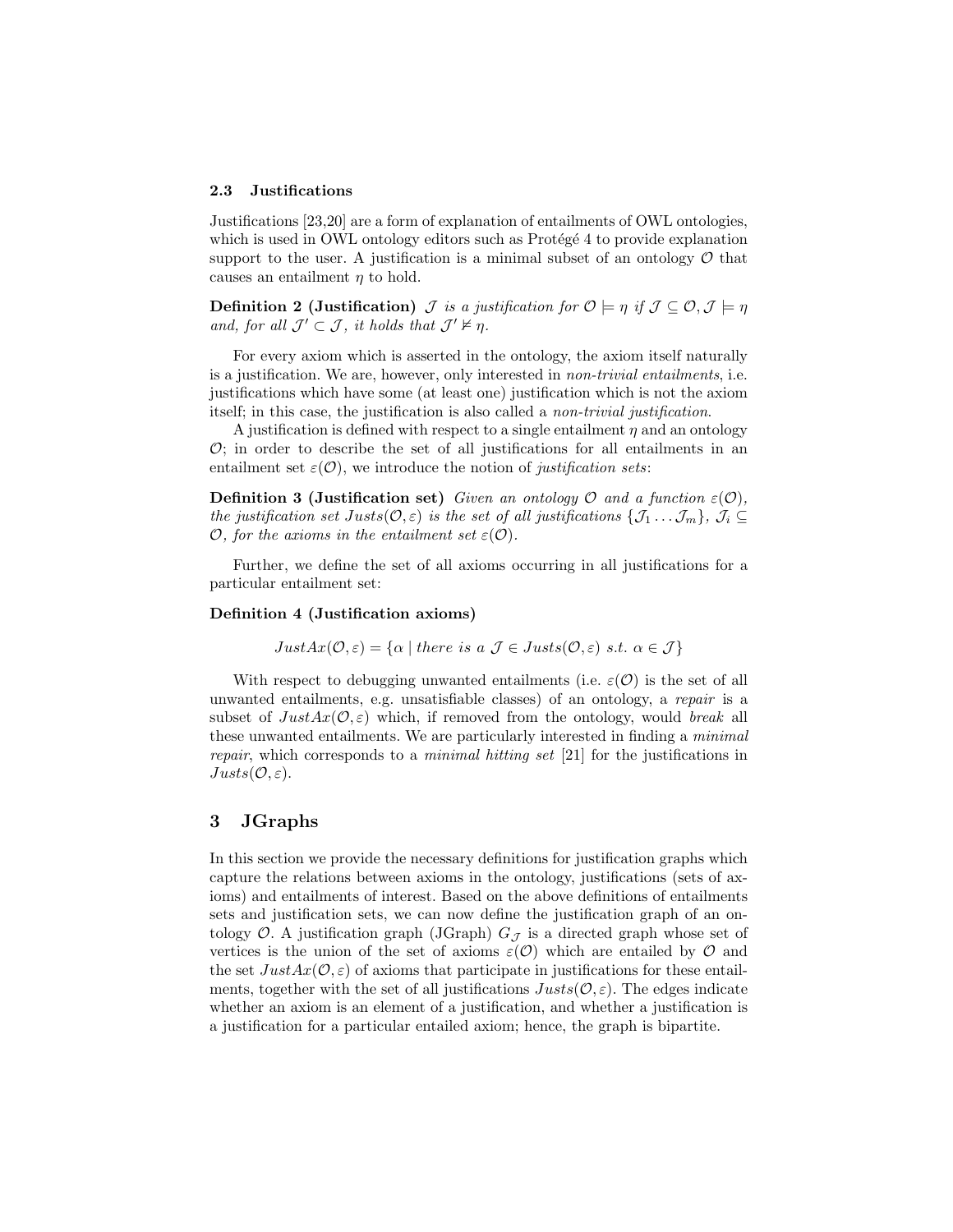### 2.3 Justifications

Justifications [23,20] are a form of explanation of entailments of OWL ontologies, which is used in OWL ontology editors such as Protégé 4 to provide explanation support to the user. A justification is a minimal subset of an ontology $\mathcal{O}$ that causes an entailment $\eta$ to hold.

**Definition 2 (Justification)** *$\mathcal{J}$ is a justification for $\mathcal{O} \models \eta$ if $\mathcal{J} \subseteq \mathcal{O}, \mathcal{J} \models \eta$ and, for all $\mathcal{J}' \subset \mathcal{J}$, it holds that $\mathcal{J}' \not\models \eta$.*

For every axiom which is asserted in the ontology, the axiom itself naturally is a justification. We are, however, only interested in *non-trivial entailments*, i.e. justifications which have some (at least one) justification which is not the axiom itself; in this case, the justification is also called a *non-trivial justification.*

A justification is defined with respect to a single entailment $\eta$ and an ontology $\mathcal{O}$; in order to describe the set of all justifications for all entailments in an entailment set $\varepsilon(\mathcal{O})$, we introduce the notion of *justification sets*:

**Definition 3 (Justification set)** *Given an ontology $\mathcal{O}$ and a function $\varepsilon(\mathcal{O})$, the justification set $Justs(\mathcal{O}, \varepsilon)$ is the set of all justifications $\{\mathcal{J}_1 \dots \mathcal{J}_m\}$, $\mathcal{J}_i \subseteq \mathcal{O}$, for the axioms in the entailment set $\varepsilon(\mathcal{O})$.*

Further, we define the set of all axioms occurring in all justifications for a particular entailment set:

**Definition 4 (Justification axioms)**

$$JustAx(\mathcal{O}, \varepsilon) = \{\alpha \mid \textit{there is a } \mathcal{J} \in Justs(\mathcal{O}, \varepsilon) \textit{ s.t. } \alpha \in \mathcal{J}\}$$

With respect to debugging unwanted entailments (i.e. $\varepsilon(\mathcal{O})$ is the set of all unwanted entailments, e.g. unsatisfiable classes) of an ontology, a *repair* is a subset of $JustAx(\mathcal{O}, \varepsilon)$ which, if removed from the ontology, would *break* all these unwanted entailments. We are particularly interested in finding a *minimal repair*, which corresponds to a *minimal hitting set* [21] for the justifications in $Justs(\mathcal{O}, \varepsilon)$.

## 3 JGraphs

In this section we provide the necessary definitions for justification graphs which capture the relations between axioms in the ontology, justifications (sets of axioms) and entailments of interest. Based on the above definitions of entailments sets and justification sets, we can now define the justification graph of an ontology $\mathcal{O}$. A justification graph (JGraph) $G_{\mathcal{J}}$ is a directed graph whose set of vertices is the union of the set of axioms $\varepsilon(\mathcal{O})$ which are entailed by $\mathcal{O}$ and the set $JustAx(\mathcal{O}, \varepsilon)$ of axioms that participate in justifications for these entailments, together with the set of all justifications $Justs(\mathcal{O}, \varepsilon)$. The edges indicate whether an axiom is an element of a justification, and whether a justification is a justification for a particular entailed axiom; hence, the graph is bipartite.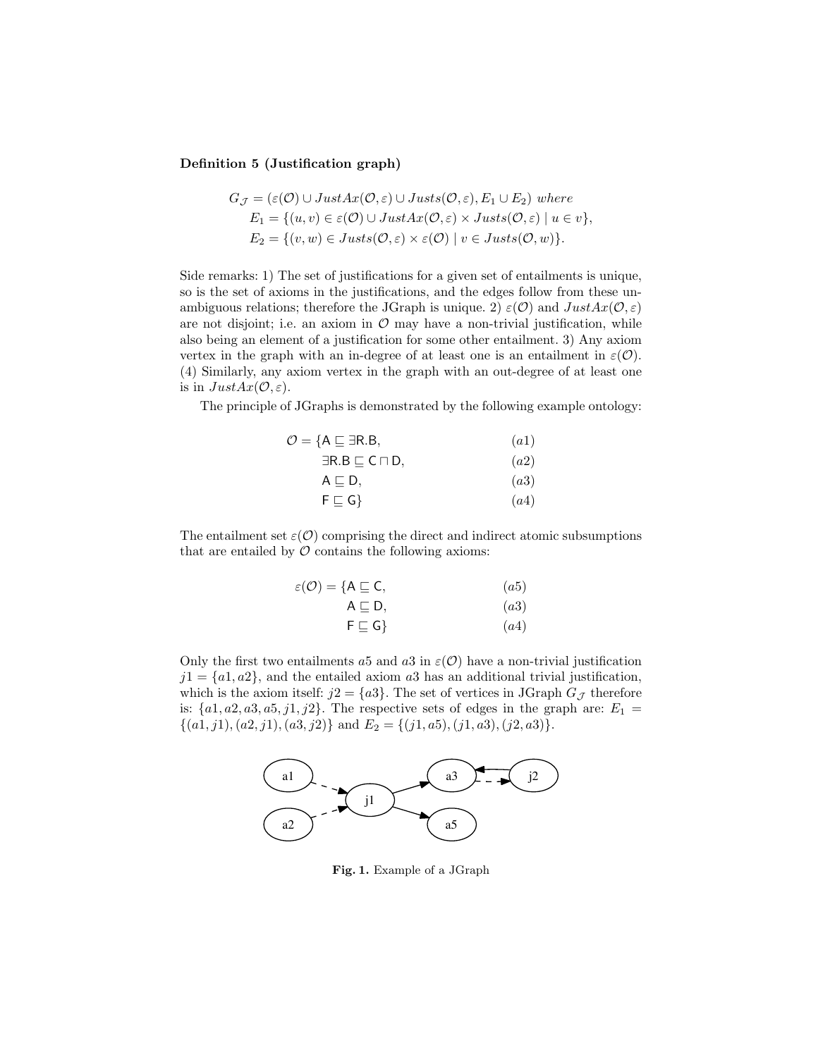**Definition 5 (Justification graph)**

$$
\begin{aligned}
G_{\mathcal{J}} &= (\varepsilon(\mathcal{O}) \cup JustAx(\mathcal{O}, \varepsilon) \cup Justs(\mathcal{O}, \varepsilon), E_1 \cup E_2) \textit{ where} \\
E_1 &= \{(u, v) \in \varepsilon(\mathcal{O}) \cup JustAx(\mathcal{O}, \varepsilon) \times Justs(\mathcal{O}, \varepsilon) \mid u \in v\}, \\
E_2 &= \{(v, w) \in Justs(\mathcal{O}, \varepsilon) \times \varepsilon(\mathcal{O}) \mid v \in Justs(\mathcal{O}, w)\}.
\end{aligned}
$$

Side remarks: 1) The set of justifications for a given set of entailments is unique, so is the set of axioms in the justifications, and the edges follow from these unambiguous relations; therefore the JGraph is unique. 2) $\varepsilon(\mathcal{O})$ and $JustAx(\mathcal{O}, \varepsilon)$ are not disjoint; i.e. an axiom in $\mathcal{O}$ may have a non-trivial justification, while also being an element of a justification for some other entailment. 3) Any axiom vertex in the graph with an in-degree of at least one is an entailment in $\varepsilon(\mathcal{O})$. (4) Similarly, any axiom vertex in the graph with an out-degree of at least one is in $JustAx(\mathcal{O}, \varepsilon)$.

The principle of JGraphs is demonstrated by the following example ontology:

$$
\begin{aligned}
\mathcal{O} = \{&\mathsf{A} \sqsubseteq \exists \mathsf{R}.\mathsf{B}, && (a1) \\
&\exists \mathsf{R}.\mathsf{B} \sqsubseteq \mathsf{C} \sqcap \mathsf{D}, && (a2) \\
&\mathsf{A} \sqsubseteq \mathsf{D}, && (a3) \\
&\mathsf{F} \sqsubseteq \mathsf{G}\} && (a4)
\end{aligned}
$$

The entailment set $\varepsilon(\mathcal{O})$ comprising the direct and indirect atomic subsumptions that are entailed by $\mathcal{O}$ contains the following axioms:

$$
\begin{aligned}
\varepsilon(\mathcal{O}) = \{&\mathsf{A} \sqsubseteq \mathsf{C}, && (a5) \\
&\mathsf{A} \sqsubseteq \mathsf{D}, && (a3) \\
&\mathsf{F} \sqsubseteq \mathsf{G}\} && (a4)
\end{aligned}
$$

Only the first two entailments $a5$ and $a3$ in $\varepsilon(\mathcal{O})$ have a non-trivial justification $j1 = \{a1, a2\}$, and the entailed axiom $a3$ has an additional trivial justification, which is the axiom itself: $j2 = \{a3\}$. The set of vertices in JGraph $G_{\mathcal{J}}$ therefore is: $\{a1, a2, a3, a5, j1, j2\}$. The respective sets of edges in the graph are: $E_1 = \{(a1, j1), (a2, j1), (a3, j2)\}$ and $E_2 = \{(j1, a5), (j1, a3), (j2, a3)\}$.

**Fig. 1.** Example of a JGraph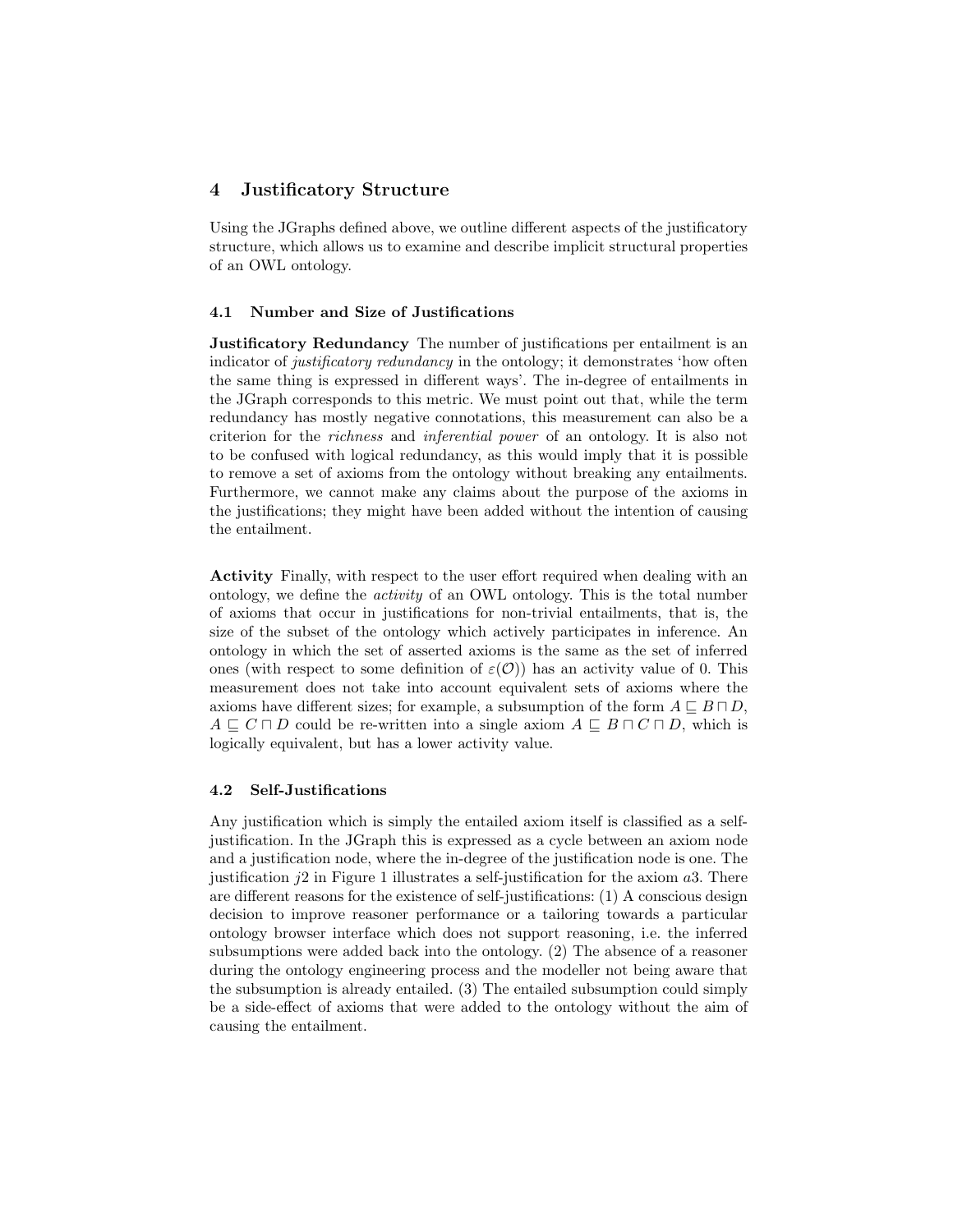## 4 Justificatory Structure

Using the JGraphs defined above, we outline different aspects of the justificatory structure, which allows us to examine and describe implicit structural properties of an OWL ontology.

### 4.1 Number and Size of Justifications

**Justificatory Redundancy** The number of justifications per entailment is an indicator of *justificatory redundancy* in the ontology; it demonstrates 'how often the same thing is expressed in different ways'. The in-degree of entailments in the JGraph corresponds to this metric. We must point out that, while the term redundancy has mostly negative connotations, this measurement can also be a criterion for the *richness* and *inferential power* of an ontology. It is also not to be confused with logical redundancy, as this would imply that it is possible to remove a set of axioms from the ontology without breaking any entailments. Furthermore, we cannot make any claims about the purpose of the axioms in the justifications; they might have been added without the intention of causing the entailment.

**Activity** Finally, with respect to the user effort required when dealing with an ontology, we define the *activity* of an OWL ontology. This is the total number of axioms that occur in justifications for non-trivial entailments, that is, the size of the subset of the ontology which actively participates in inference. An ontology in which the set of asserted axioms is the same as the set of inferred ones (with respect to some definition of $\varepsilon(\mathcal{O})$) has an activity value of 0. This measurement does not take into account equivalent sets of axioms where the axioms have different sizes; for example, a subsumption of the form $A \sqsubseteq B \sqcap D$, $A \sqsubseteq C \sqcap D$ could be re-written into a single axiom $A \sqsubseteq B \sqcap C \sqcap D$, which is logically equivalent, but has a lower activity value.

### 4.2 Self-Justifications

Any justification which is simply the entailed axiom itself is classified as a self-justification. In the JGraph this is expressed as a cycle between an axiom node and a justification node, where the in-degree of the justification node is one. The justification $j2$ in Figure 1 illustrates a self-justification for the axiom $a3$. There are different reasons for the existence of self-justifications: (1) A conscious design decision to improve reasoner performance or a tailoring towards a particular ontology browser interface which does not support reasoning, i.e. the inferred subsumptions were added back into the ontology. (2) The absence of a reasoner during the ontology engineering process and the modeller not being aware that the subsumption is already entailed. (3) The entailed subsumption could simply be a side-effect of axioms that were added to the ontology without the aim of causing the entailment.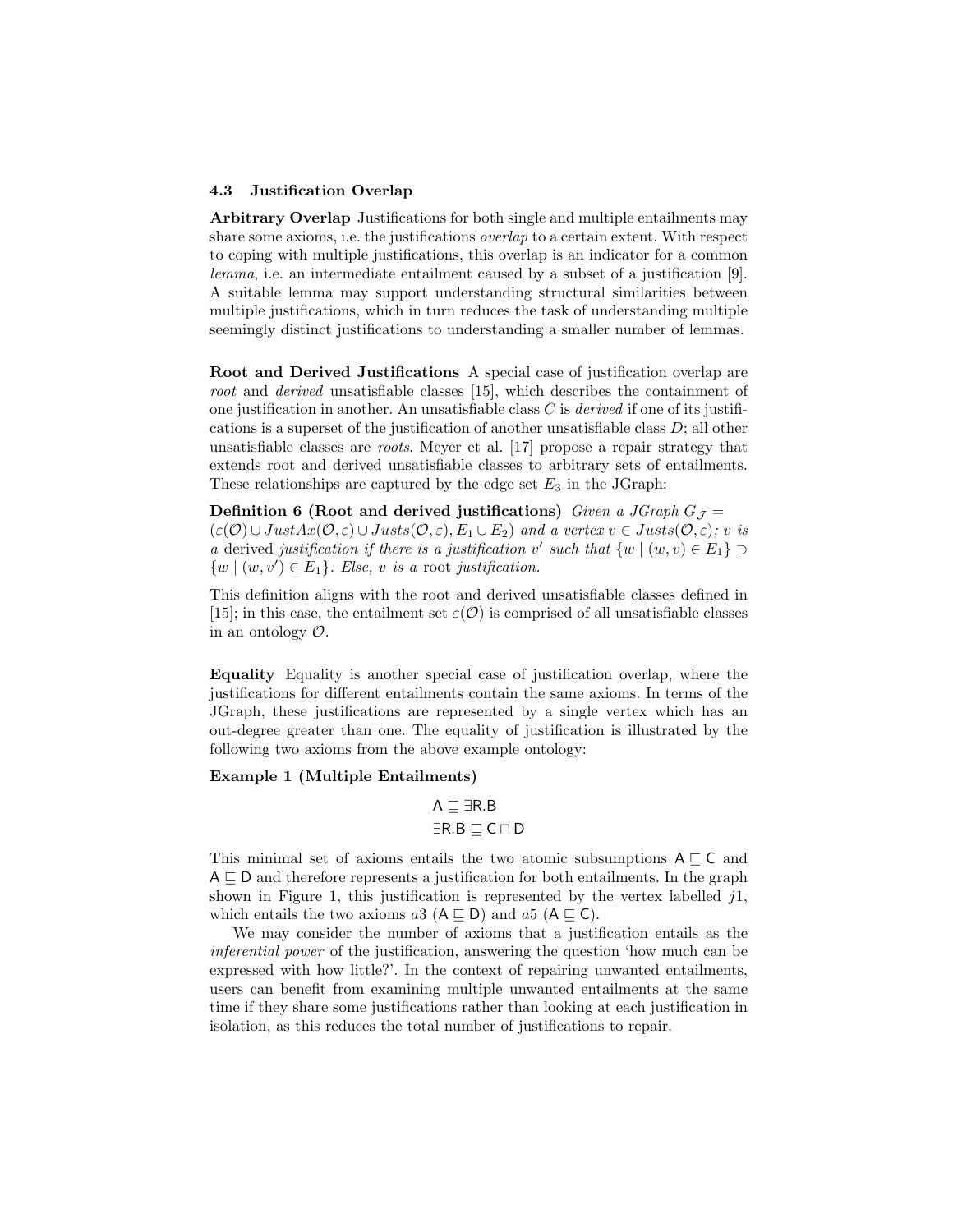### 4.3 Justification Overlap

**Arbitrary Overlap** Justifications for both single and multiple entailments may share some axioms, i.e. the justifications *overlap* to a certain extent. With respect to coping with multiple justifications, this overlap is an indicator for a common *lemma*, i.e. an intermediate entailment caused by a subset of a justification [9]. A suitable lemma may support understanding structural similarities between multiple justifications, which in turn reduces the task of understanding multiple seemingly distinct justifications to understanding a smaller number of lemmas.

**Root and Derived Justifications** A special case of justification overlap are *root* and *derived* unsatisfiable classes [15], which describes the containment of one justification in another. An unsatisfiable class $C$ is *derived* if one of its justifications is a superset of the justification of another unsatisfiable class $D$; all other unsatisfiable classes are *roots*. Meyer et al. [17] propose a repair strategy that extends root and derived unsatisfiable classes to arbitrary sets of entailments. These relationships are captured by the edge set $E_3$ in the JGraph:

**Definition 6 (Root and derived justifications)** *Given a JGraph $G_{\mathcal{J}} = (\varepsilon(\mathcal{O}) \cup JustAx(\mathcal{O}, \varepsilon) \cup Justs(\mathcal{O}, \varepsilon), E_1 \cup E_2)$ and a vertex $v \in Justs(\mathcal{O}, \varepsilon)$; $v$ is a* derived *justification if there is a justification $v'$ such that $\{w \mid (w, v) \in E_1\} \supset \{w \mid (w, v') \in E_1\}$. Else, $v$ is a* root *justification.*

This definition aligns with the root and derived unsatisfiable classes defined in [15]; in this case, the entailment set $\varepsilon(\mathcal{O})$ is comprised of all unsatisfiable classes in an ontology $\mathcal{O}$.

**Equality** Equality is another special case of justification overlap, where the justifications for different entailments contain the same axioms. In terms of the JGraph, these justifications are represented by a single vertex which has an out-degree greater than one. The equality of justification is illustrated by the following two axioms from the above example ontology:

**Example 1 (Multiple Entailments)**

$$\mathsf{A} \sqsubseteq \exists \mathsf{R}.\mathsf{B}$$
$$\exists \mathsf{R}.\mathsf{B} \sqsubseteq \mathsf{C} \sqcap \mathsf{D}$$

This minimal set of axioms entails the two atomic subsumptions $\mathsf{A} \sqsubseteq \mathsf{C}$ and $\mathsf{A} \sqsubseteq \mathsf{D}$ and therefore represents a justification for both entailments. In the graph shown in Figure 1, this justification is represented by the vertex labelled $j1$, which entails the two axioms $a3$ ($\mathsf{A} \sqsubseteq \mathsf{D}$) and $a5$ ($\mathsf{A} \sqsubseteq \mathsf{C}$).

We may consider the number of axioms that a justification entails as the *inferential power* of the justification, answering the question 'how much can be expressed with how little?'. In the context of repairing unwanted entailments, users can benefit from examining multiple unwanted entailments at the same time if they share some justifications rather than looking at each justification in isolation, as this reduces the total number of justifications to repair.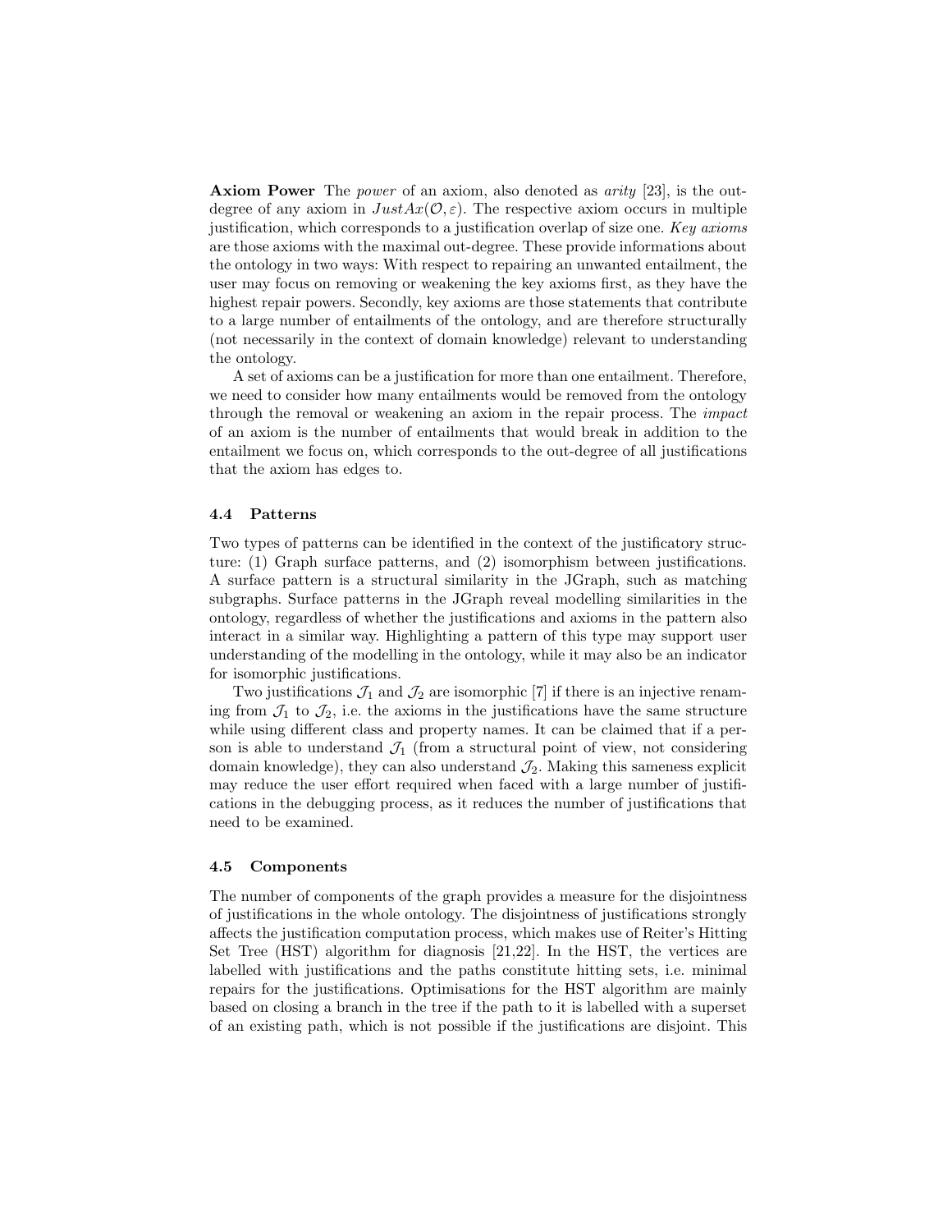**Axiom Power** The *power* of an axiom, also denoted as *arity* [23], is the out-degree of any axiom in $JustAx(\mathcal{O}, \varepsilon)$. The respective axiom occurs in multiple justification, which corresponds to a justification overlap of size one. *Key axioms* are those axioms with the maximal out-degree. These provide informations about the ontology in two ways: With respect to repairing an unwanted entailment, the user may focus on removing or weakening the key axioms first, as they have the highest repair powers. Secondly, key axioms are those statements that contribute to a large number of entailments of the ontology, and are therefore structurally (not necessarily in the context of domain knowledge) relevant to understanding the ontology.

A set of axioms can be a justification for more than one entailment. Therefore, we need to consider how many entailments would be removed from the ontology through the removal or weakening an axiom in the repair process. The *impact* of an axiom is the number of entailments that would break in addition to the entailment we focus on, which corresponds to the out-degree of all justifications that the axiom has edges to.

### 4.4 Patterns

Two types of patterns can be identified in the context of the justificatory structure: (1) Graph surface patterns, and (2) isomorphism between justifications. A surface pattern is a structural similarity in the JGraph, such as matching subgraphs. Surface patterns in the JGraph reveal modelling similarities in the ontology, regardless of whether the justifications and axioms in the pattern also interact in a similar way. Highlighting a pattern of this type may support user understanding of the modelling in the ontology, while it may also be an indicator for isomorphic justifications.

Two justifications $\mathcal{J}_1$ and $\mathcal{J}_2$ are isomorphic [7] if there is an injective renaming from $\mathcal{J}_1$ to $\mathcal{J}_2$, i.e. the axioms in the justifications have the same structure while using different class and property names. It can be claimed that if a person is able to understand $\mathcal{J}_1$ (from a structural point of view, not considering domain knowledge), they can also understand $\mathcal{J}_2$. Making this sameness explicit may reduce the user effort required when faced with a large number of justifications in the debugging process, as it reduces the number of justifications that need to be examined.

### 4.5 Components

The number of components of the graph provides a measure for the disjointness of justifications in the whole ontology. The disjointness of justifications strongly affects the justification computation process, which makes use of Reiter's Hitting Set Tree (HST) algorithm for diagnosis [21,22]. In the HST, the vertices are labelled with justifications and the paths constitute hitting sets, i.e. minimal repairs for the justifications. Optimisations for the HST algorithm are mainly based on closing a branch in the tree if the path to it is labelled with a superset of an existing path, which is not possible if the justifications are disjoint. This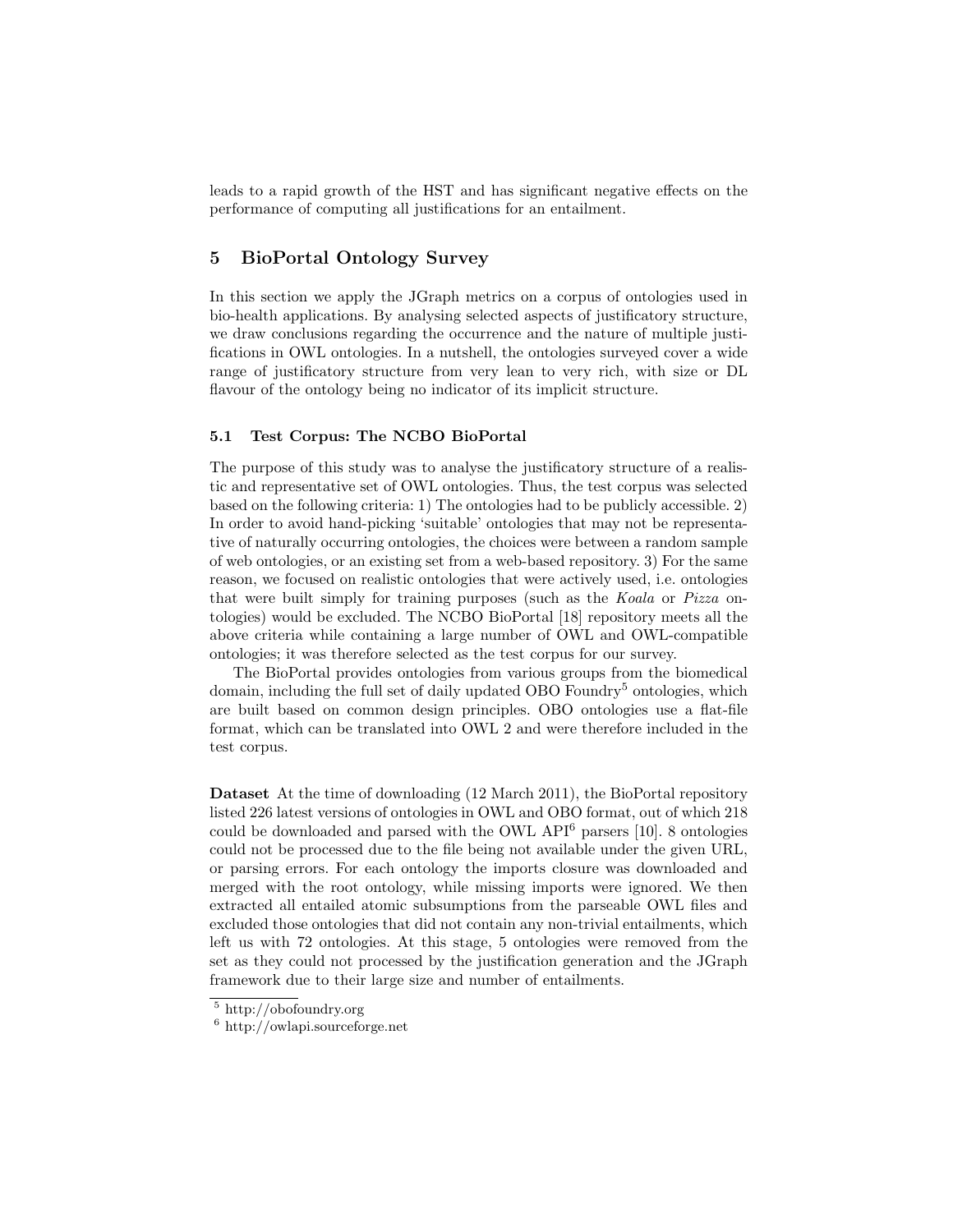leads to a rapid growth of the HST and has significant negative effects on the performance of computing all justifications for an entailment.

## 5 BioPortal Ontology Survey

In this section we apply the JGraph metrics on a corpus of ontologies used in bio-health applications. By analysing selected aspects of justificatory structure, we draw conclusions regarding the occurrence and the nature of multiple justifications in OWL ontologies. In a nutshell, the ontologies surveyed cover a wide range of justificatory structure from very lean to very rich, with size or DL flavour of the ontology being no indicator of its implicit structure.

### 5.1 Test Corpus: The NCBO BioPortal

The purpose of this study was to analyse the justificatory structure of a realistic and representative set of OWL ontologies. Thus, the test corpus was selected based on the following criteria: 1) The ontologies had to be publicly accessible. 2) In order to avoid hand-picking 'suitable' ontologies that may not be representative of naturally occurring ontologies, the choices were between a random sample of web ontologies, or an existing set from a web-based repository. 3) For the same reason, we focused on realistic ontologies that were actively used, i.e. ontologies that were built simply for training purposes (such as the *Koala* or *Pizza* ontologies) would be excluded. The NCBO BioPortal [18] repository meets all the above criteria while containing a large number of OWL and OWL-compatible ontologies; it was therefore selected as the test corpus for our survey.

The BioPortal provides ontologies from various groups from the biomedical domain, including the full set of daily updated OBO Foundry[5] ontologies, which are built based on common design principles. OBO ontologies use a flat-file format, which can be translated into OWL 2 and were therefore included in the test corpus.

**Dataset** At the time of downloading (12 March 2011), the BioPortal repository listed 226 latest versions of ontologies in OWL and OBO format, out of which 218 could be downloaded and parsed with the OWL API[6] parsers [10]. 8 ontologies could not be processed due to the file being not available under the given URL, or parsing errors. For each ontology the imports closure was downloaded and merged with the root ontology, while missing imports were ignored. We then extracted all entailed atomic subsumptions from the parseable OWL files and excluded those ontologies that did not contain any non-trivial entailments, which left us with 72 ontologies. At this stage, 5 ontologies were removed from the set as they could not processed by the justification generation and the JGraph framework due to their large size and number of entailments.

[5] http://obofoundry.org

[6] http://owlapi.sourceforge.net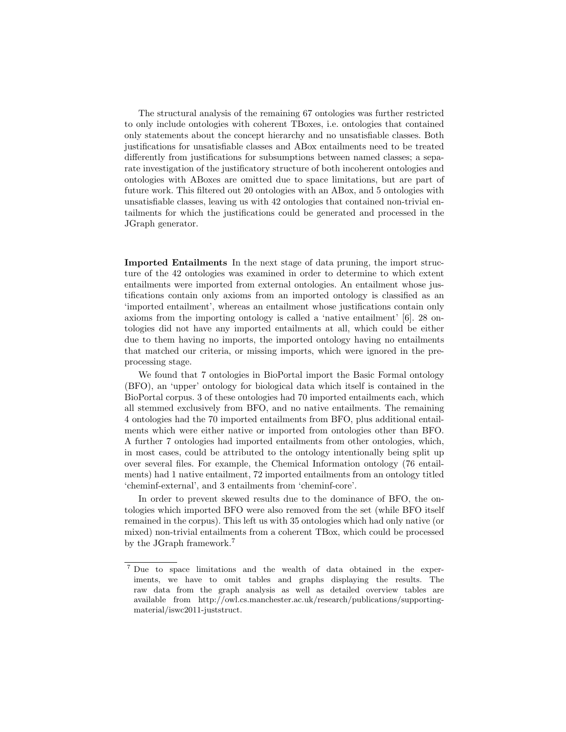The structural analysis of the remaining 67 ontologies was further restricted to only include ontologies with coherent TBoxes, i.e. ontologies that contained only statements about the concept hierarchy and no unsatisfiable classes. Both justifications for unsatisfiable classes and ABox entailments need to be treated differently from justifications for subsumptions between named classes; a separate investigation of the justificatory structure of both incoherent ontologies and ontologies with ABoxes are omitted due to space limitations, but are part of future work. This filtered out 20 ontologies with an ABox, and 5 ontologies with unsatisfiable classes, leaving us with 42 ontologies that contained non-trivial entailments for which the justifications could be generated and processed in the JGraph generator.

**Imported Entailments** In the next stage of data pruning, the import structure of the 42 ontologies was examined in order to determine to which extent entailments were imported from external ontologies. An entailment whose justifications contain only axioms from an imported ontology is classified as an 'imported entailment', whereas an entailment whose justifications contain only axioms from the importing ontology is called a 'native entailment' [6]. 28 ontologies did not have any imported entailments at all, which could be either due to them having no imports, the imported ontology having no entailments that matched our criteria, or missing imports, which were ignored in the pre-processing stage.

We found that 7 ontologies in BioPortal import the Basic Formal ontology (BFO), an 'upper' ontology for biological data which itself is contained in the BioPortal corpus. 3 of these ontologies had 70 imported entailments each, which all stemmed exclusively from BFO, and no native entailments. The remaining 4 ontologies had the 70 imported entailments from BFO, plus additional entailments which were either native or imported from ontologies other than BFO. A further 7 ontologies had imported entailments from other ontologies, which, in most cases, could be attributed to the ontology intentionally being split up over several files. For example, the Chemical Information ontology (76 entailments) had 1 native entailment, 72 imported entailments from an ontology titled 'cheminf-external', and 3 entailments from 'cheminf-core'.

In order to prevent skewed results due to the dominance of BFO, the ontologies which imported BFO were also removed from the set (while BFO itself remained in the corpus). This left us with 35 ontologies which had only native (or mixed) non-trivial entailments from a coherent TBox, which could be processed by the JGraph framework.[7]

[7] Due to space limitations and the wealth of data obtained in the experiments, we have to omit tables and graphs displaying the results. The raw data from the graph analysis as well as detailed overview tables are available from http://owl.cs.manchester.ac.uk/research/publications/supporting-material/iswc2011-juststruct.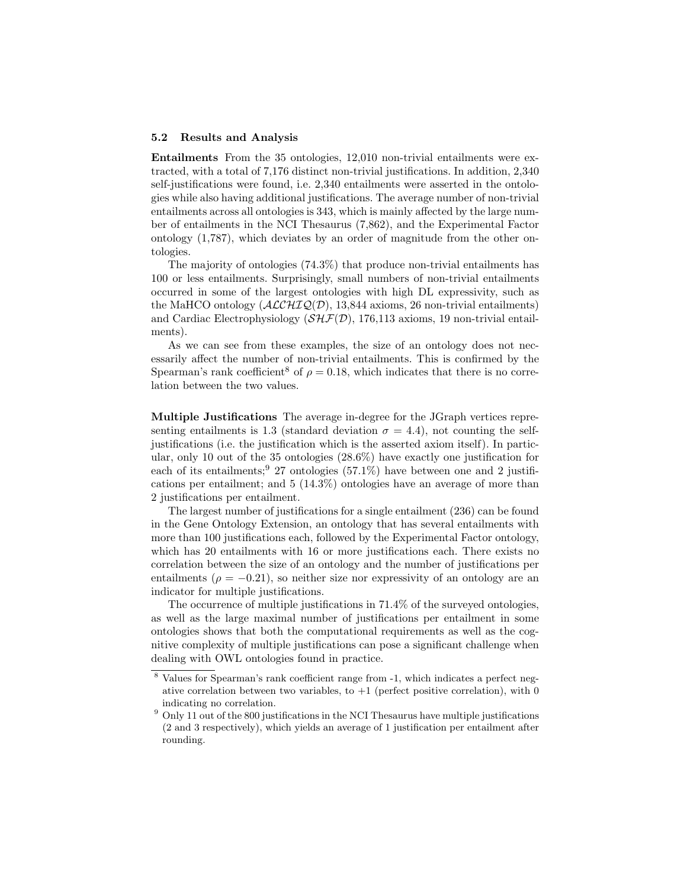### 5.2 Results and Analysis

**Entailments** From the 35 ontologies, 12,010 non-trivial entailments were extracted, with a total of 7,176 distinct non-trivial justifications. In addition, 2,340 self-justifications were found, i.e. 2,340 entailments were asserted in the ontologies while also having additional justifications. The average number of non-trivial entailments across all ontologies is 343, which is mainly affected by the large number of entailments in the NCI Thesaurus (7,862), and the Experimental Factor ontology (1,787), which deviates by an order of magnitude from the other ontologies.

The majority of ontologies (74.3%) that produce non-trivial entailments has 100 or less entailments. Surprisingly, small numbers of non-trivial entailments occurred in some of the largest ontologies with high DL expressivity, such as the MaHCO ontology ($\mathcal{ALCHIQ}(\mathcal{D})$, 13,844 axioms, 26 non-trivial entailments) and Cardiac Electrophysiology ($\mathcal{SHF}(\mathcal{D})$, 176,113 axioms, 19 non-trivial entailments).

As we can see from these examples, the size of an ontology does not necessarily affect the number of non-trivial entailments. This is confirmed by the Spearman's rank coefficient[8] of $\rho = 0.18$, which indicates that there is no correlation between the two values.

**Multiple Justifications** The average in-degree for the JGraph vertices representing entailments is 1.3 (standard deviation $\sigma = 4.4$), not counting the self-justifications (i.e. the justification which is the asserted axiom itself). In particular, only 10 out of the 35 ontologies (28.6%) have exactly one justification for each of its entailments;[9] 27 ontologies (57.1%) have between one and 2 justifications per entailment; and 5 (14.3%) ontologies have an average of more than 2 justifications per entailment.

The largest number of justifications for a single entailment (236) can be found in the Gene Ontology Extension, an ontology that has several entailments with more than 100 justifications each, followed by the Experimental Factor ontology, which has 20 entailments with 16 or more justifications each. There exists no correlation between the size of an ontology and the number of justifications per entailments ($\rho = -0.21$), so neither size nor expressivity of an ontology are an indicator for multiple justifications.

The occurrence of multiple justifications in 71.4% of the surveyed ontologies, as well as the large maximal number of justifications per entailment in some ontologies shows that both the computational requirements as well as the cognitive complexity of multiple justifications can pose a significant challenge when dealing with OWL ontologies found in practice.

[8] Values for Spearman's rank coefficient range from -1, which indicates a perfect negative correlation between two variables, to +1 (perfect positive correlation), with 0 indicating no correlation.

[9] Only 11 out of the 800 justifications in the NCI Thesaurus have multiple justifications (2 and 3 respectively), which yields an average of 1 justification per entailment after rounding.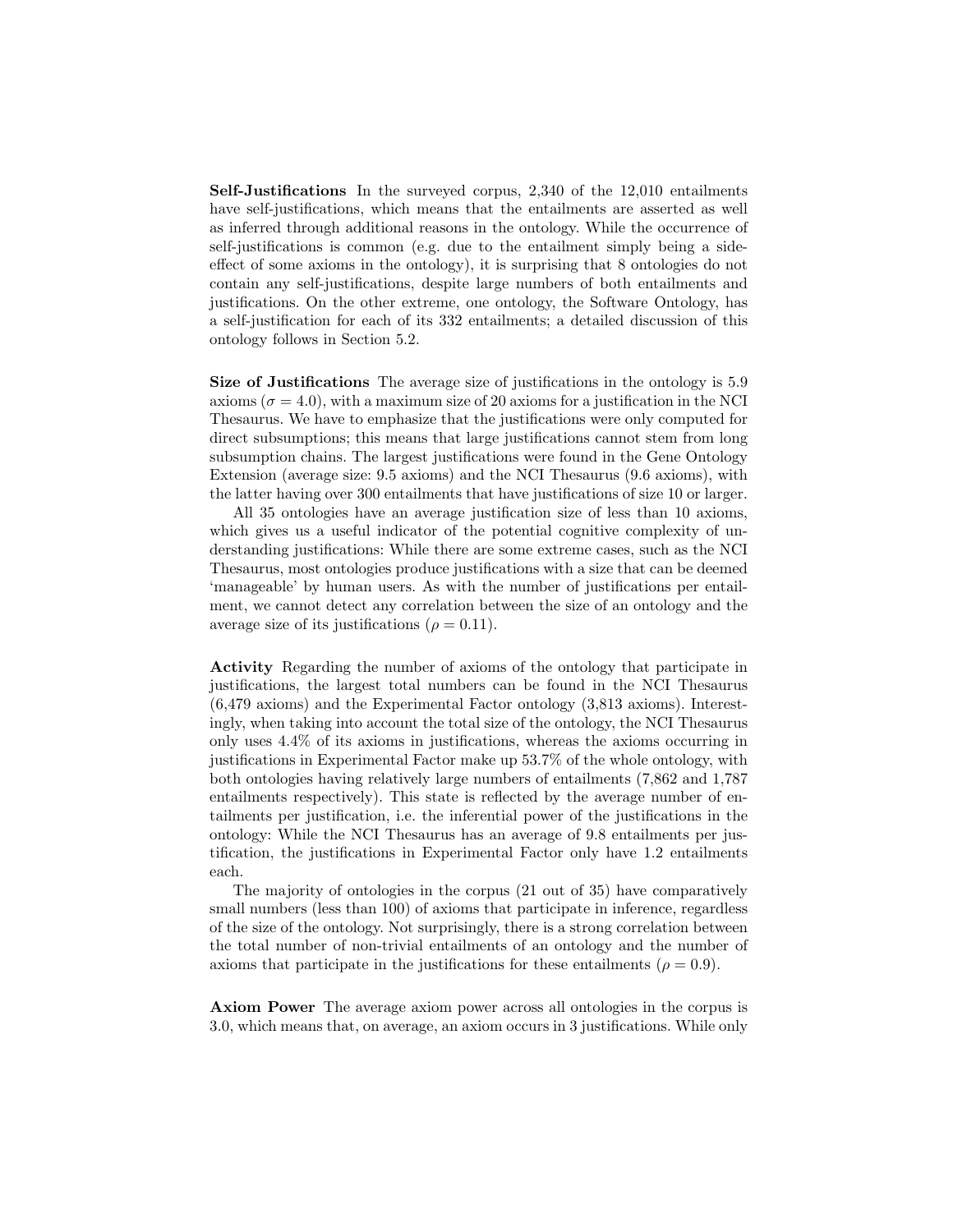**Self-Justifications** In the surveyed corpus, 2,340 of the 12,010 entailments have self-justifications, which means that the entailments are asserted as well as inferred through additional reasons in the ontology. While the occurrence of self-justifications is common (e.g. due to the entailment simply being a side-effect of some axioms in the ontology), it is surprising that 8 ontologies do not contain any self-justifications, despite large numbers of both entailments and justifications. On the other extreme, one ontology, the Software Ontology, has a self-justification for each of its 332 entailments; a detailed discussion of this ontology follows in Section 5.2.

**Size of Justifications** The average size of justifications in the ontology is 5.9 axioms ($\sigma = 4.0$), with a maximum size of 20 axioms for a justification in the NCI Thesaurus. We have to emphasize that the justifications were only computed for direct subsumptions; this means that large justifications cannot stem from long subsumption chains. The largest justifications were found in the Gene Ontology Extension (average size: 9.5 axioms) and the NCI Thesaurus (9.6 axioms), with the latter having over 300 entailments that have justifications of size 10 or larger.

All 35 ontologies have an average justification size of less than 10 axioms, which gives us a useful indicator of the potential cognitive complexity of understanding justifications: While there are some extreme cases, such as the NCI Thesaurus, most ontologies produce justifications with a size that can be deemed 'manageable' by human users. As with the number of justifications per entailment, we cannot detect any correlation between the size of an ontology and the average size of its justifications ($\rho = 0.11$).

**Activity** Regarding the number of axioms of the ontology that participate in justifications, the largest total numbers can be found in the NCI Thesaurus (6,479 axioms) and the Experimental Factor ontology (3,813 axioms). Interestingly, when taking into account the total size of the ontology, the NCI Thesaurus only uses 4.4% of its axioms in justifications, whereas the axioms occurring in justifications in Experimental Factor make up 53.7% of the whole ontology, with both ontologies having relatively large numbers of entailments (7,862 and 1,787 entailments respectively). This state is reflected by the average number of entailments per justification, i.e. the inferential power of the justifications in the ontology: While the NCI Thesaurus has an average of 9.8 entailments per justification, the justifications in Experimental Factor only have 1.2 entailments each.

The majority of ontologies in the corpus (21 out of 35) have comparatively small numbers (less than 100) of axioms that participate in inference, regardless of the size of the ontology. Not surprisingly, there is a strong correlation between the total number of non-trivial entailments of an ontology and the number of axioms that participate in the justifications for these entailments ($\rho = 0.9$).

**Axiom Power** The average axiom power across all ontologies in the corpus is 3.0, which means that, on average, an axiom occurs in 3 justifications. While only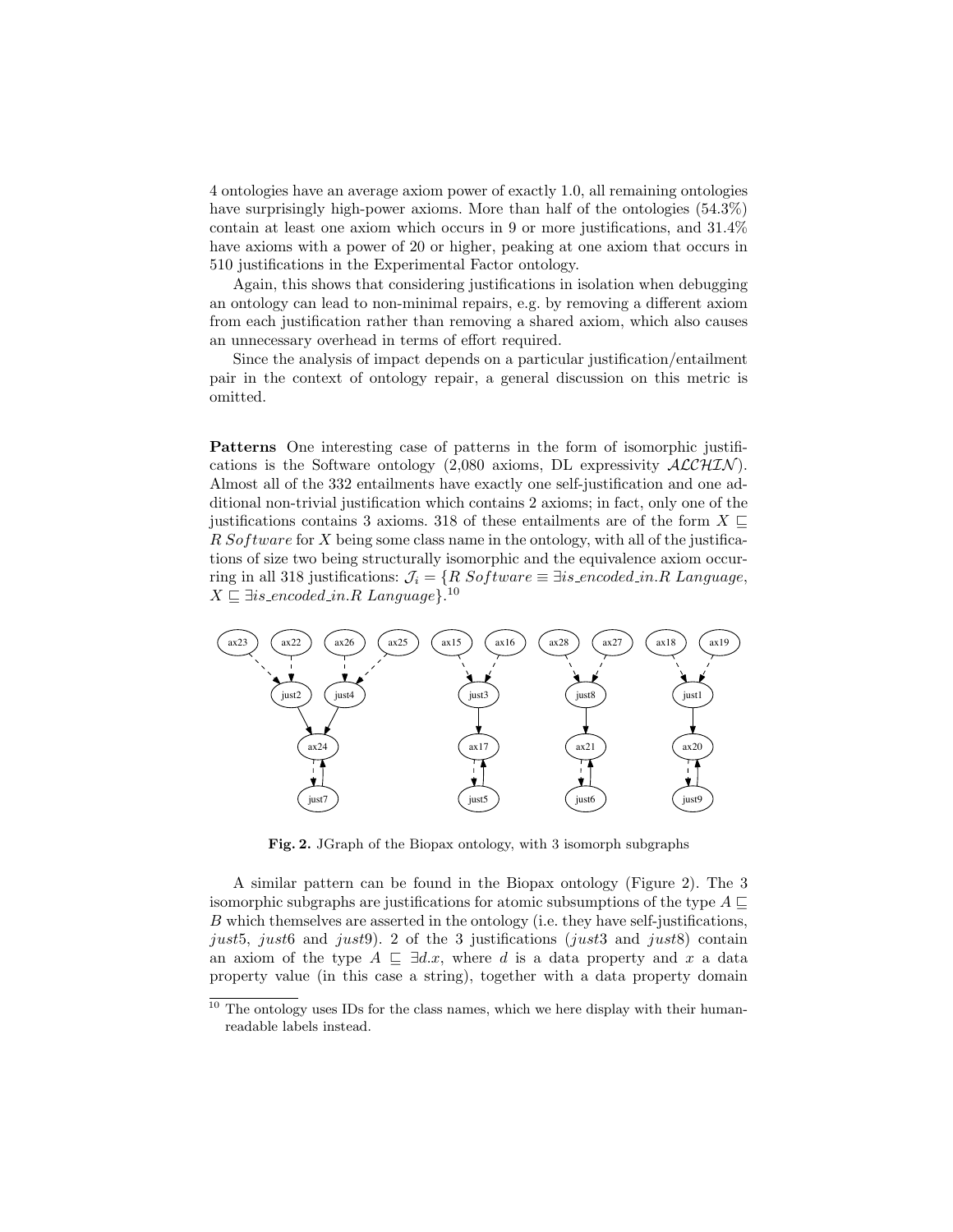4 ontologies have an average axiom power of exactly 1.0, all remaining ontologies have surprisingly high-power axioms. More than half of the ontologies (54.3%) contain at least one axiom which occurs in 9 or more justifications, and 31.4% have axioms with a power of 20 or higher, peaking at one axiom that occurs in 510 justifications in the Experimental Factor ontology.

Again, this shows that considering justifications in isolation when debugging an ontology can lead to non-minimal repairs, e.g. by removing a different axiom from each justification rather than removing a shared axiom, which also causes an unnecessary overhead in terms of effort required.

Since the analysis of impact depends on a particular justification/entailment pair in the context of ontology repair, a general discussion on this metric is omitted.

**Patterns** One interesting case of patterns in the form of isomorphic justifications is the Software ontology (2,080 axioms, DL expressivity $\mathcal{ALCHIN}$). Almost all of the 332 entailments have exactly one self-justification and one additional non-trivial justification which contains 2 axioms; in fact, only one of the justifications contains 3 axioms. 318 of these entailments are of the form $X \sqsubseteq R\ Software$ for $X$ being some class name in the ontology, with all of the justifications of size two being structurally isomorphic and the equivalence axiom occurring in all 318 justifications: $\mathcal{J}_i = \{R\ Software \equiv \exists is\_encoded\_in.R\ Language$, $X \sqsubseteq \exists is\_encoded\_in.R\ Language\}$.[10]

**Fig. 2.** JGraph of the Biopax ontology, with 3 isomorph subgraphs

A similar pattern can be found in the Biopax ontology (Figure 2). The 3 isomorphic subgraphs are justifications for atomic subsumptions of the type $A \sqsubseteq B$ which themselves are asserted in the ontology (i.e. they have self-justifications, *just*5, *just*6 and *just*9). 2 of the 3 justifications (*just*3 and *just*8) contain an axiom of the type $A \sqsubseteq \exists d.x$, where $d$ is a data property and $x$ a data property value (in this case a string), together with a data property domain

[10] The ontology uses IDs for the class names, which we here display with their human-readable labels instead.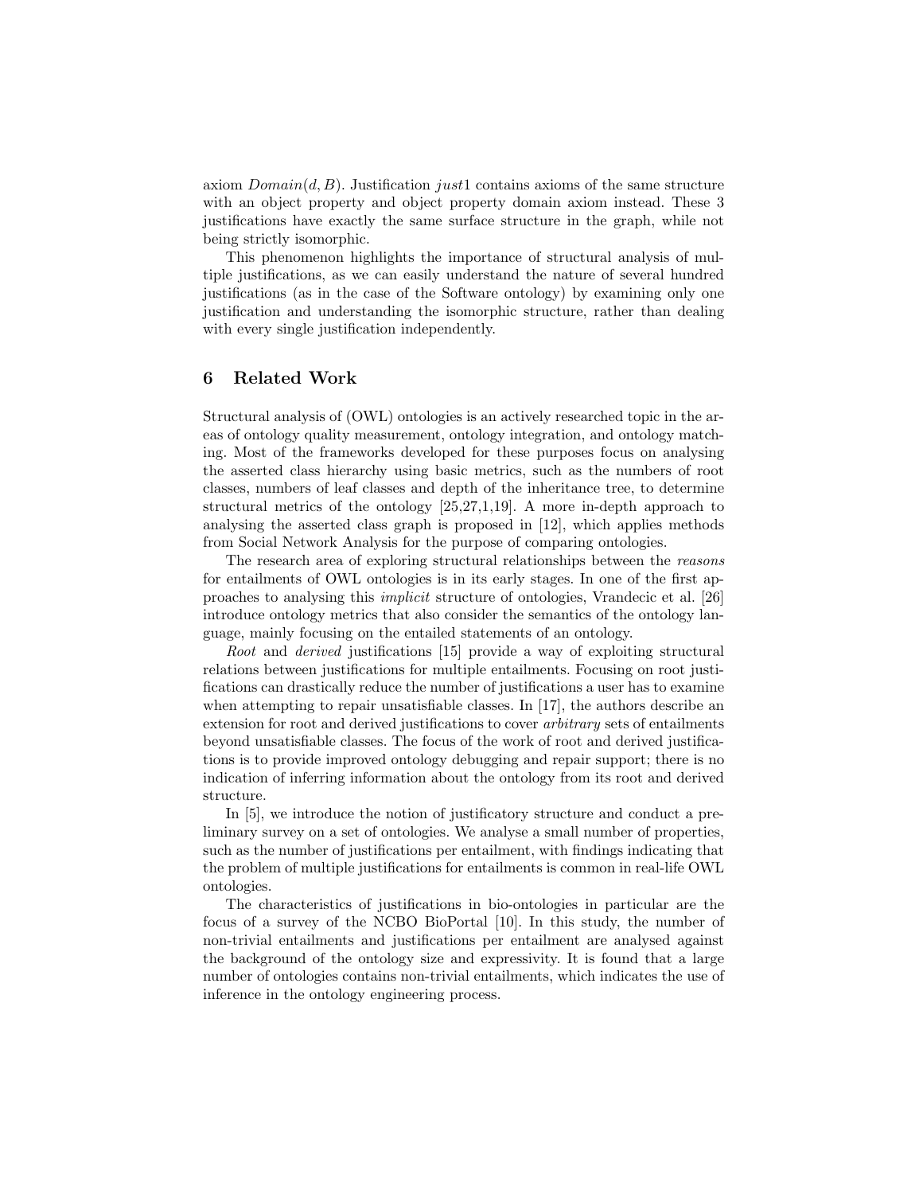axiom $Domain(d, B)$. Justification $just1$ contains axioms of the same structure with an object property and object property domain axiom instead. These 3 justifications have exactly the same surface structure in the graph, while not being strictly isomorphic.

This phenomenon highlights the importance of structural analysis of multiple justifications, as we can easily understand the nature of several hundred justifications (as in the case of the Software ontology) by examining only one justification and understanding the isomorphic structure, rather than dealing with every single justification independently.

## 6 Related Work

Structural analysis of (OWL) ontologies is an actively researched topic in the areas of ontology quality measurement, ontology integration, and ontology matching. Most of the frameworks developed for these purposes focus on analysing the asserted class hierarchy using basic metrics, such as the numbers of root classes, numbers of leaf classes and depth of the inheritance tree, to determine structural metrics of the ontology [25,27,1,19]. A more in-depth approach to analysing the asserted class graph is proposed in [12], which applies methods from Social Network Analysis for the purpose of comparing ontologies.

The research area of exploring structural relationships between the *reasons* for entailments of OWL ontologies is in its early stages. In one of the first approaches to analysing this *implicit* structure of ontologies, Vrandecic et al. [26] introduce ontology metrics that also consider the semantics of the ontology language, mainly focusing on the entailed statements of an ontology.

*Root* and *derived* justifications [15] provide a way of exploiting structural relations between justifications for multiple entailments. Focusing on root justifications can drastically reduce the number of justifications a user has to examine when attempting to repair unsatisfiable classes. In [17], the authors describe an extension for root and derived justifications to cover *arbitrary* sets of entailments beyond unsatisfiable classes. The focus of the work of root and derived justifications is to provide improved ontology debugging and repair support; there is no indication of inferring information about the ontology from its root and derived structure.

In [5], we introduce the notion of justificatory structure and conduct a preliminary survey on a set of ontologies. We analyse a small number of properties, such as the number of justifications per entailment, with findings indicating that the problem of multiple justifications for entailments is common in real-life OWL ontologies.

The characteristics of justifications in bio-ontologies in particular are the focus of a survey of the NCBO BioPortal [10]. In this study, the number of non-trivial entailments and justifications per entailment are analysed against the background of the ontology size and expressivity. It is found that a large number of ontologies contains non-trivial entailments, which indicates the use of inference in the ontology engineering process.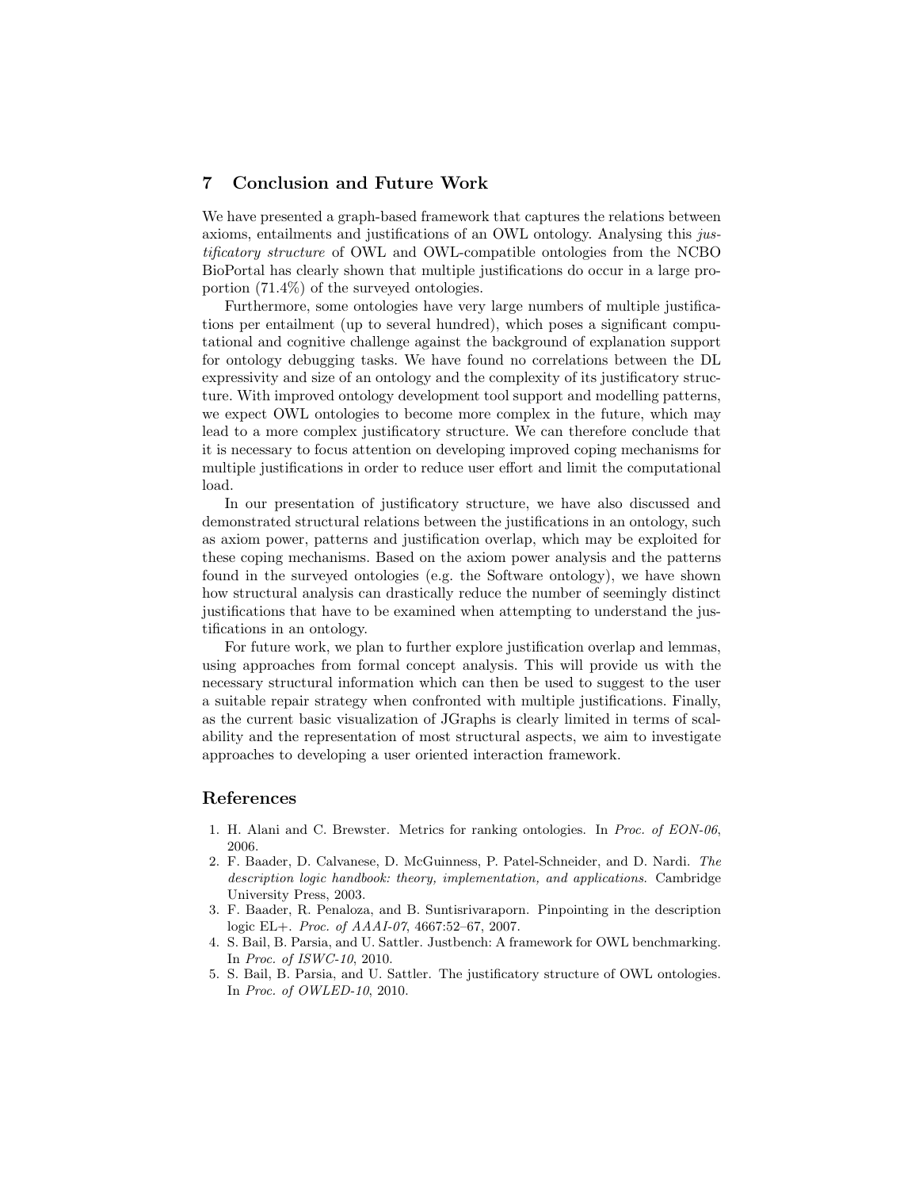## 7 Conclusion and Future Work

We have presented a graph-based framework that captures the relations between axioms, entailments and justifications of an OWL ontology. Analysing this *justificatory structure* of OWL and OWL-compatible ontologies from the NCBO BioPortal has clearly shown that multiple justifications do occur in a large proportion (71.4%) of the surveyed ontologies.

Furthermore, some ontologies have very large numbers of multiple justifications per entailment (up to several hundred), which poses a significant computational and cognitive challenge against the background of explanation support for ontology debugging tasks. We have found no correlations between the DL expressivity and size of an ontology and the complexity of its justificatory structure. With improved ontology development tool support and modelling patterns, we expect OWL ontologies to become more complex in the future, which may lead to a more complex justificatory structure. We can therefore conclude that it is necessary to focus attention on developing improved coping mechanisms for multiple justifications in order to reduce user effort and limit the computational load.

In our presentation of justificatory structure, we have also discussed and demonstrated structural relations between the justifications in an ontology, such as axiom power, patterns and justification overlap, which may be exploited for these coping mechanisms. Based on the axiom power analysis and the patterns found in the surveyed ontologies (e.g. the Software ontology), we have shown how structural analysis can drastically reduce the number of seemingly distinct justifications that have to be examined when attempting to understand the justifications in an ontology.

For future work, we plan to further explore justification overlap and lemmas, using approaches from formal concept analysis. This will provide us with the necessary structural information which can then be used to suggest to the user a suitable repair strategy when confronted with multiple justifications. Finally, as the current basic visualization of JGraphs is clearly limited in terms of scalability and the representation of most structural aspects, we aim to investigate approaches to developing a user oriented interaction framework.

## References

1. H. Alani and C. Brewster. Metrics for ranking ontologies. In *Proc. of EON-06*, 2006.
2. F. Baader, D. Calvanese, D. McGuinness, P. Patel-Schneider, and D. Nardi. *The description logic handbook: theory, implementation, and applications*. Cambridge University Press, 2003.
3. F. Baader, R. Penaloza, and B. Suntisrivaraporn. Pinpointing in the description logic EL+. *Proc. of AAAI-07*, 4667:52–67, 2007.
4. S. Bail, B. Parsia, and U. Sattler. Justbench: A framework for OWL benchmarking. In *Proc. of ISWC-10*, 2010.
5. S. Bail, B. Parsia, and U. Sattler. The justificatory structure of OWL ontologies. In *Proc. of OWLED-10*, 2010.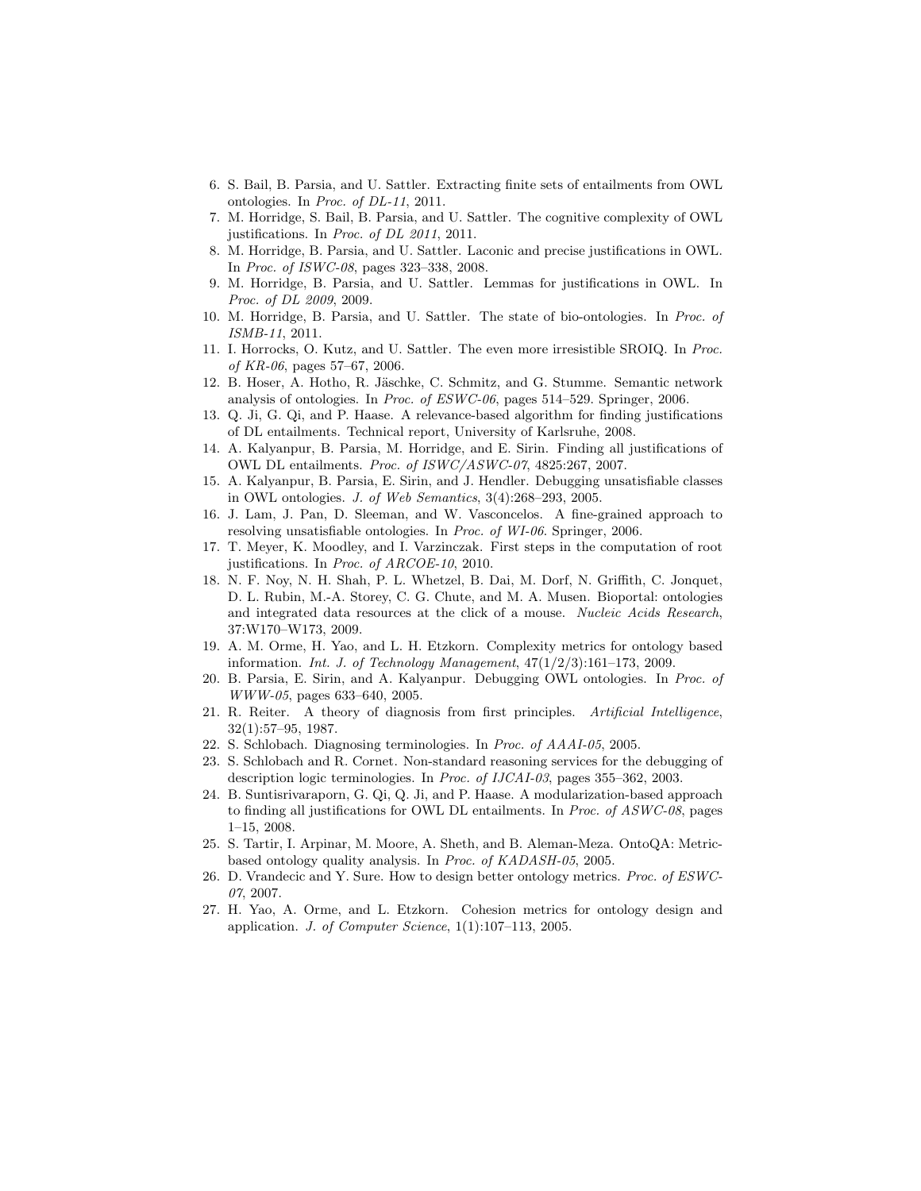6. S. Bail, B. Parsia, and U. Sattler. Extracting finite sets of entailments from OWL ontologies. In *Proc. of DL-11*, 2011.
7. M. Horridge, S. Bail, B. Parsia, and U. Sattler. The cognitive complexity of OWL justifications. In *Proc. of DL 2011*, 2011.
8. M. Horridge, B. Parsia, and U. Sattler. Laconic and precise justifications in OWL. In *Proc. of ISWC-08*, pages 323–338, 2008.
9. M. Horridge, B. Parsia, and U. Sattler. Lemmas for justifications in OWL. In *Proc. of DL 2009*, 2009.
10. M. Horridge, B. Parsia, and U. Sattler. The state of bio-ontologies. In *Proc. of ISMB-11*, 2011.
11. I. Horrocks, O. Kutz, and U. Sattler. The even more irresistible SROIQ. In *Proc. of KR-06*, pages 57–67, 2006.
12. B. Hoser, A. Hotho, R. Jäschke, C. Schmitz, and G. Stumme. Semantic network analysis of ontologies. In *Proc. of ESWC-06*, pages 514–529. Springer, 2006.
13. Q. Ji, G. Qi, and P. Haase. A relevance-based algorithm for finding justifications of DL entailments. Technical report, University of Karlsruhe, 2008.
14. A. Kalyanpur, B. Parsia, M. Horridge, and E. Sirin. Finding all justifications of OWL DL entailments. *Proc. of ISWC/ASWC-07*, 4825:267, 2007.
15. A. Kalyanpur, B. Parsia, E. Sirin, and J. Hendler. Debugging unsatisfiable classes in OWL ontologies. *J. of Web Semantics*, 3(4):268–293, 2005.
16. J. Lam, J. Pan, D. Sleeman, and W. Vasconcelos. A fine-grained approach to resolving unsatisfiable ontologies. In *Proc. of WI-06*. Springer, 2006.
17. T. Meyer, K. Moodley, and I. Varzinczak. First steps in the computation of root justifications. In *Proc. of ARCOE-10*, 2010.
18. N. F. Noy, N. H. Shah, P. L. Whetzel, B. Dai, M. Dorf, N. Griffith, C. Jonquet, D. L. Rubin, M.-A. Storey, C. G. Chute, and M. A. Musen. Bioportal: ontologies and integrated data resources at the click of a mouse. *Nucleic Acids Research*, 37:W170–W173, 2009.
19. A. M. Orme, H. Yao, and L. H. Etzkorn. Complexity metrics for ontology based information. *Int. J. of Technology Management*, 47(1/2/3):161–173, 2009.
20. B. Parsia, E. Sirin, and A. Kalyanpur. Debugging OWL ontologies. In *Proc. of WWW-05*, pages 633–640, 2005.
21. R. Reiter. A theory of diagnosis from first principles. *Artificial Intelligence*, 32(1):57–95, 1987.
22. S. Schlobach. Diagnosing terminologies. In *Proc. of AAAI-05*, 2005.
23. S. Schlobach and R. Cornet. Non-standard reasoning services for the debugging of description logic terminologies. In *Proc. of IJCAI-03*, pages 355–362, 2003.
24. B. Suntisrivaraporn, G. Qi, Q. Ji, and P. Haase. A modularization-based approach to finding all justifications for OWL DL entailments. In *Proc. of ASWC-08*, pages 1–15, 2008.
25. S. Tartir, I. Arpinar, M. Moore, A. Sheth, and B. Aleman-Meza. OntoQA: Metric-based ontology quality analysis. In *Proc. of KADASH-05*, 2005.
26. D. Vrandecic and Y. Sure. How to design better ontology metrics. *Proc. of ESWC-07*, 2007.
27. H. Yao, A. Orme, and L. Etzkorn. Cohesion metrics for ontology design and application. *J. of Computer Science*, 1(1):107–113, 2005.